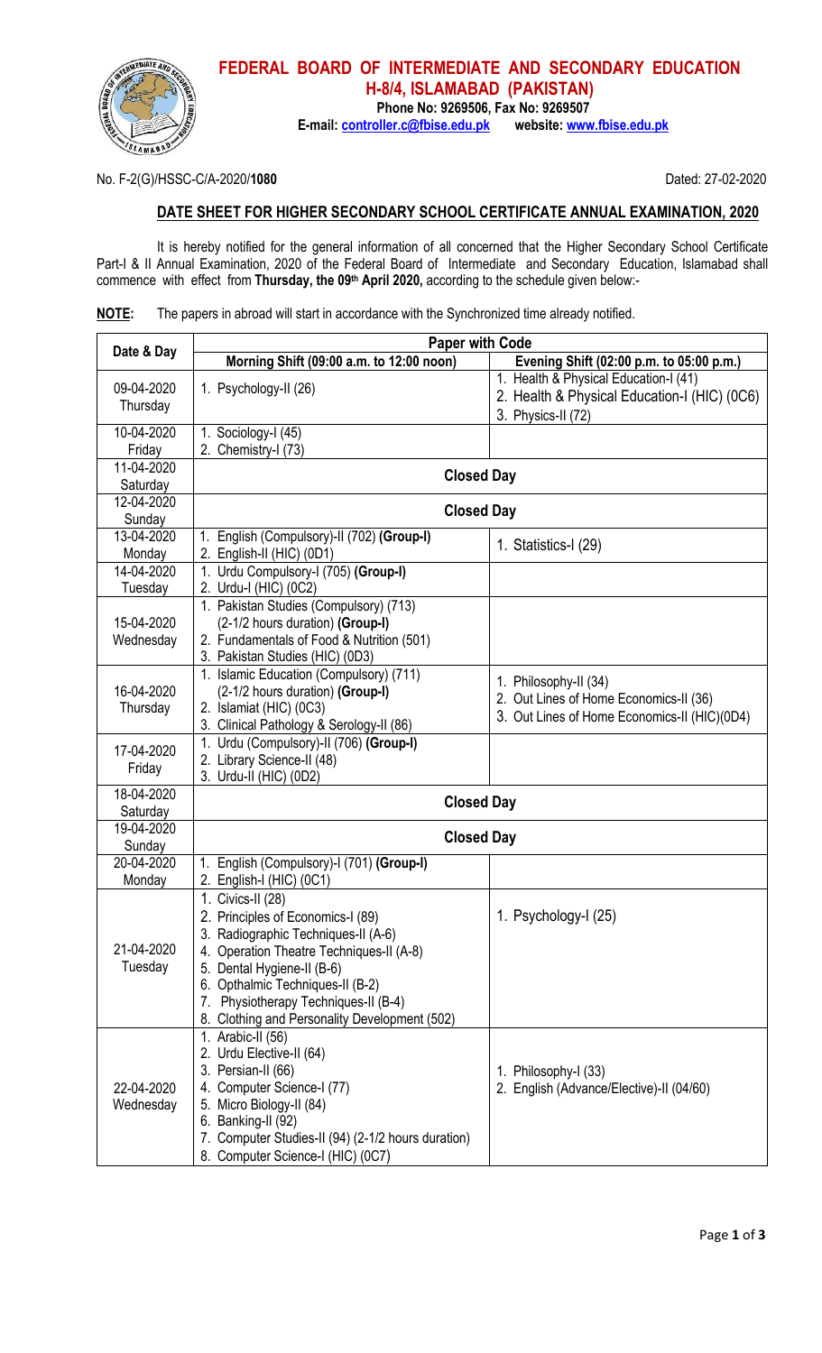# FEDERAL BOARD OF INTERMEDIATE AND SECONDARY EDUCATION

## H-8/4, ISLAMABAD (PAKISTAN)

**Phone No: 9269506, Fax No: 9269507**
**E-mail: controller.c@fbise.edu.pk website: www.fbise.edu.pk**

No. F-2(G)/HSSC-C/A-2020/**1080** Dated: 27-02-2020

## DATE SHEET FOR HIGHER SECONDARY SCHOOL CERTIFICATE ANNUAL EXAMINATION, 2020

It is hereby notified for the general information of all concerned that the Higher Secondary School Certificate Part-I & II Annual Examination, 2020 of the Federal Board of Intermediate and Secondary Education, Islamabad shall commence with effect from **Thursday, the 09th April 2020,** according to the schedule given below:-

**NOTE:** The papers in abroad will start in accordance with the Synchronized time already notified.

| Date & Day | Paper with Code | |
|---|---|---|
| | **Morning Shift (09:00 a.m. to 12:00 noon)** | **Evening Shift (02:00 p.m. to 05:00 p.m.)** |
| 09-04-2020 Thursday | 1. Psychology-II (26) | 1. Health & Physical Education-I (41)<br>2. Health & Physical Education-I (HIC) (0C6)<br>3. Physics-II (72) |
| 10-04-2020 Friday | 1. Sociology-I (45)<br>2. Chemistry-I (73) | |
| 11-04-2020 Saturday | **Closed Day** | |
| 12-04-2020 Sunday | **Closed Day** | |
| 13-04-2020 Monday | 1. English (Compulsory)-II (702) **(Group-I)**<br>2. English-II (HIC) (0D1) | 1. Statistics-I (29) |
| 14-04-2020 Tuesday | 1. Urdu Compulsory-I (705) **(Group-I)**<br>2. Urdu-I (HIC) (0C2) | |
| 15-04-2020 Wednesday | 1. Pakistan Studies (Compulsory) (713) (2-1/2 hours duration) **(Group-I)**<br>2. Fundamentals of Food & Nutrition (501)<br>3. Pakistan Studies (HIC) (0D3) | |
| 16-04-2020 Thursday | 1. Islamic Education (Compulsory) (711) (2-1/2 hours duration) **(Group-I)**<br>2. Islamiat (HIC) (0C3)<br>3. Clinical Pathology & Serology-II (86) | 1. Philosophy-II (34)<br>2. Out Lines of Home Economics-II (36)<br>3. Out Lines of Home Economics-II (HIC)(0D4) |
| 17-04-2020 Friday | 1. Urdu (Compulsory)-II (706) **(Group-I)**<br>2. Library Science-II (48)<br>3. Urdu-II (HIC) (0D2) | |
| 18-04-2020 Saturday | **Closed Day** | |
| 19-04-2020 Sunday | **Closed Day** | |
| 20-04-2020 Monday | 1. English (Compulsory)-I (701) **(Group-I)**<br>2. English-I (HIC) (0C1) | |
| 21-04-2020 Tuesday | 1. Civics-II (28)<br>2. Principles of Economics-I (89)<br>3. Radiographic Techniques-II (A-6)<br>4. Operation Theatre Techniques-II (A-8)<br>5. Dental Hygiene-II (B-6)<br>6. Opthalmic Techniques-II (B-2)<br>7. Physiotherapy Techniques-II (B-4)<br>8. Clothing and Personality Development (502) | 1. Psychology-I (25) |
| 22-04-2020 Wednesday | 1. Arabic-II (56)<br>2. Urdu Elective-II (64)<br>3. Persian-II (66)<br>4. Computer Science-I (77)<br>5. Micro Biology-II (84)<br>6. Banking-II (92)<br>7. Computer Studies-II (94) (2-1/2 hours duration)<br>8. Computer Science-I (HIC) (0C7) | 1. Philosophy-I (33)<br>2. English (Advance/Elective)-II (04/60) |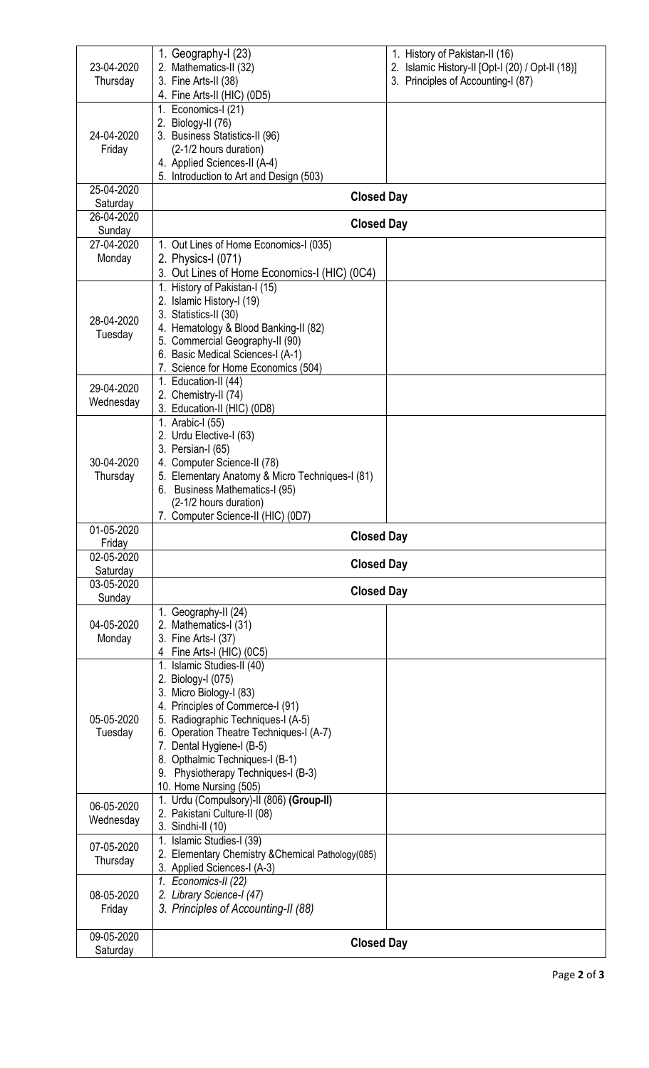| | | |
|---|---|---|
| 23-04-2020 Thursday | 1. Geography-I (23)<br>2. Mathematics-II (32)<br>3. Fine Arts-II (38)<br>4. Fine Arts-II (HIC) (0D5) | 1. History of Pakistan-II (16)<br>2. Islamic History-II [Opt-I (20) / Opt-II (18)]<br>3. Principles of Accounting-I (87) |
| 24-04-2020 Friday | 1. Economics-I (21)<br>2. Biology-II (76)<br>3. Business Statistics-II (96)<br>(2-1/2 hours duration)<br>4. Applied Sciences-II (A-4)<br>5. Introduction to Art and Design (503) | |
| 25-04-2020 Saturday | **Closed Day** | |
| 26-04-2020 Sunday | **Closed Day** | |
| 27-04-2020 Monday | 1. Out Lines of Home Economics-I (035)<br>2. Physics-I (071)<br>3. Out Lines of Home Economics-I (HIC) (0C4) | |
| 28-04-2020 Tuesday | 1. History of Pakistan-I (15)<br>2. Islamic History-I (19)<br>3. Statistics-II (30)<br>4. Hematology & Blood Banking-II (82)<br>5. Commercial Geography-II (90)<br>6. Basic Medical Sciences-I (A-1)<br>7. Science for Home Economics (504) | |
| 29-04-2020 Wednesday | 1. Education-II (44)<br>2. Chemistry-II (74)<br>3. Education-II (HIC) (0D8) | |
| 30-04-2020 Thursday | 1. Arabic-I (55)<br>2. Urdu Elective-I (63)<br>3. Persian-I (65)<br>4. Computer Science-II (78)<br>5. Elementary Anatomy & Micro Techniques-I (81)<br>6. Business Mathematics-I (95)<br>(2-1/2 hours duration)<br>7. Computer Science-II (HIC) (0D7) | |
| 01-05-2020 Friday | **Closed Day** | |
| 02-05-2020 Saturday | **Closed Day** | |
| 03-05-2020 Sunday | **Closed Day** | |
| 04-05-2020 Monday | 1. Geography-II (24)<br>2. Mathematics-I (31)<br>3. Fine Arts-I (37)<br>4 Fine Arts-I (HIC) (0C5) | |
| 05-05-2020 Tuesday | 1. Islamic Studies-II (40)<br>2. Biology-I (075)<br>3. Micro Biology-I (83)<br>4. Principles of Commerce-I (91)<br>5. Radiographic Techniques-I (A-5)<br>6. Operation Theatre Techniques-I (A-7)<br>7. Dental Hygiene-I (B-5)<br>8. Opthalmic Techniques-I (B-1)<br>9. Physiotherapy Techniques-I (B-3)<br>10. Home Nursing (505) | |
| 06-05-2020 Wednesday | 1. Urdu (Compulsory)-II (806) **(Group-II)**<br>2. Pakistani Culture-II (08)<br>3. Sindhi-II (10) | |
| 07-05-2020 Thursday | 1. Islamic Studies-I (39)<br>2. Elementary Chemistry &Chemical Pathology(085)<br>3. Applied Sciences-I (A-3) | |
| 08-05-2020 Friday | *1. Economics-II (22)*<br>*2. Library Science-I (47)*<br>*3. Principles of Accounting-II (88)* | |
| 09-05-2020 Saturday | **Closed Day** | |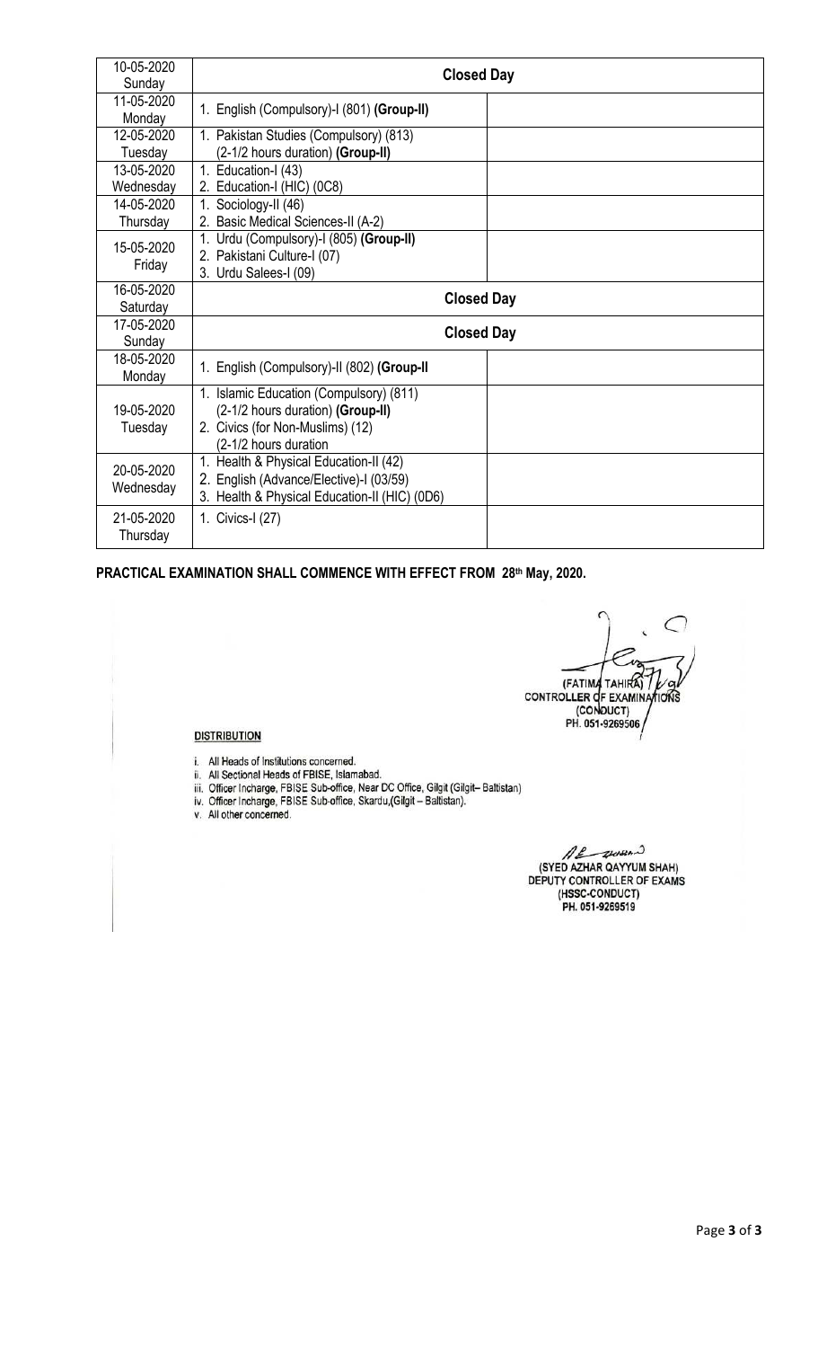| | | |
|---|---|---|
| 10-05-2020 Sunday | **Closed Day** | |
| 11-05-2020 Monday | 1. English (Compulsory)-I (801) **(Group-II)** | |
| 12-05-2020 Tuesday | 1. Pakistan Studies (Compulsory) (813) (2-1/2 hours duration) **(Group-II)** | |
| 13-05-2020 Wednesday | 1. Education-I (43)<br>2. Education-I (HIC) (0C8) | |
| 14-05-2020 Thursday | 1. Sociology-II (46)<br>2. Basic Medical Sciences-II (A-2) | |
| 15-05-2020 Friday | 1. Urdu (Compulsory)-I (805) **(Group-II)**<br>2. Pakistani Culture-I (07)<br>3. Urdu Salees-I (09) | |
| 16-05-2020 Saturday | **Closed Day** | |
| 17-05-2020 Sunday | **Closed Day** | |
| 18-05-2020 Monday | 1. English (Compulsory)-II (802) **(Group-II** | |
| 19-05-2020 Tuesday | 1. Islamic Education (Compulsory) (811) (2-1/2 hours duration) **(Group-II)**<br>2. Civics (for Non-Muslims) (12) (2-1/2 hours duration | |
| 20-05-2020 Wednesday | 1. Health & Physical Education-II (42)<br>2. English (Advance/Elective)-I (03/59)<br>3. Health & Physical Education-II (HIC) (0D6) | |
| 21-05-2020 Thursday | 1. Civics-I (27) | |

**PRACTICAL EXAMINATION SHALL COMMENCE WITH EFFECT FROM 28th May, 2020.**

(FATIMA TAHIRA)
CONTROLLER OF EXAMINATIONS
(CONDUCT)
PH. 051-9269506

**DISTRIBUTION**

i. All Heads of Institutions concerned.
ii. All Sectional Heads of FBISE, Islamabad.
iii. Officer Incharge, FBISE Sub-office, Near DC Office, Gilgit (Gilgit– Baltistan)
iv. Officer Incharge, FBISE Sub-office, Skardu,(Gilgit – Baltistan).
v. All other concerned.

(SYED AZHAR QAYYUM SHAH)
DEPUTY CONTROLLER OF EXAMS
(HSSC-CONDUCT)
PH. 051-9269519